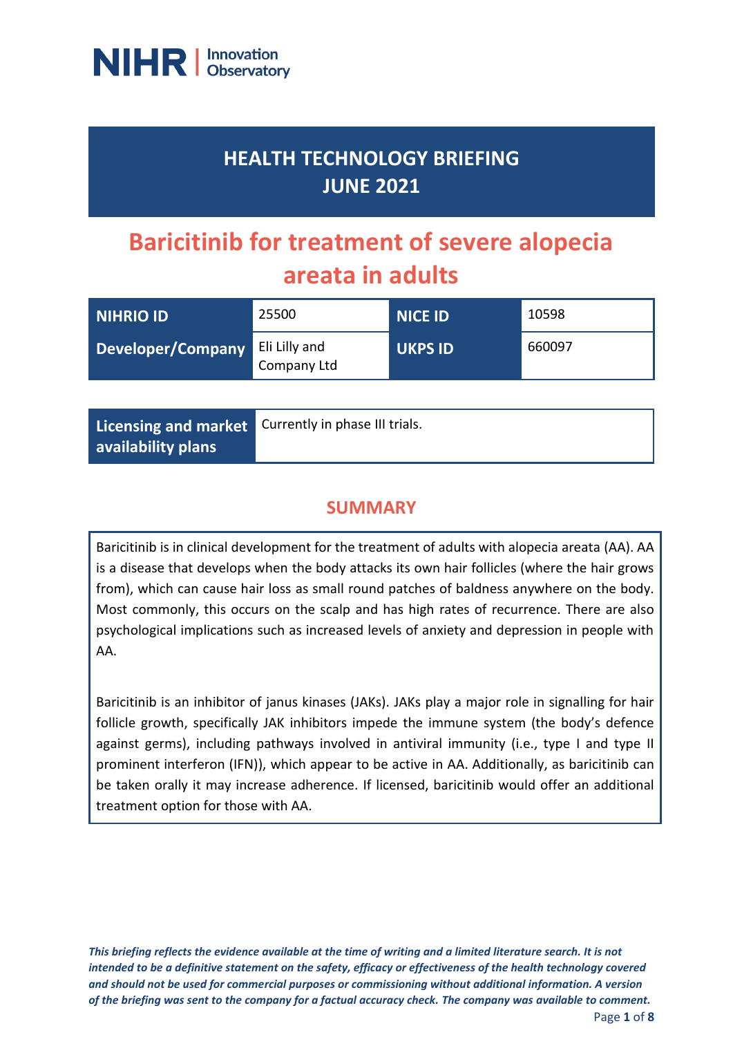NIHR | Innovation Observatory

# HEALTH TECHNOLOGY BRIEFING JUNE 2021

# Baricitinib for treatment of severe alopecia areata in adults

| NIHRIO ID | 25500 | NICE ID | 10598 |
|---|---|---|---|
| Developer/Company | Eli Lilly and Company Ltd | UKPS ID | 660097 |

| Licensing and market availability plans | Currently in phase III trials. |
|---|---|

## SUMMARY

Baricitinib is in clinical development for the treatment of adults with alopecia areata (AA). AA is a disease that develops when the body attacks its own hair follicles (where the hair grows from), which can cause hair loss as small round patches of baldness anywhere on the body. Most commonly, this occurs on the scalp and has high rates of recurrence. There are also psychological implications such as increased levels of anxiety and depression in people with AA.

Baricitinib is an inhibitor of janus kinases (JAKs). JAKs play a major role in signalling for hair follicle growth, specifically JAK inhibitors impede the immune system (the body's defence against germs), including pathways involved in antiviral immunity (i.e., type I and type II prominent interferon (IFN)), which appear to be active in AA. Additionally, as baricitinib can be taken orally it may increase adherence. If licensed, baricitinib would offer an additional treatment option for those with AA.

*This briefing reflects the evidence available at the time of writing and a limited literature search. It is not intended to be a definitive statement on the safety, efficacy or effectiveness of the health technology covered and should not be used for commercial purposes or commissioning without additional information. A version of the briefing was sent to the company for a factual accuracy check. The company was available to comment.*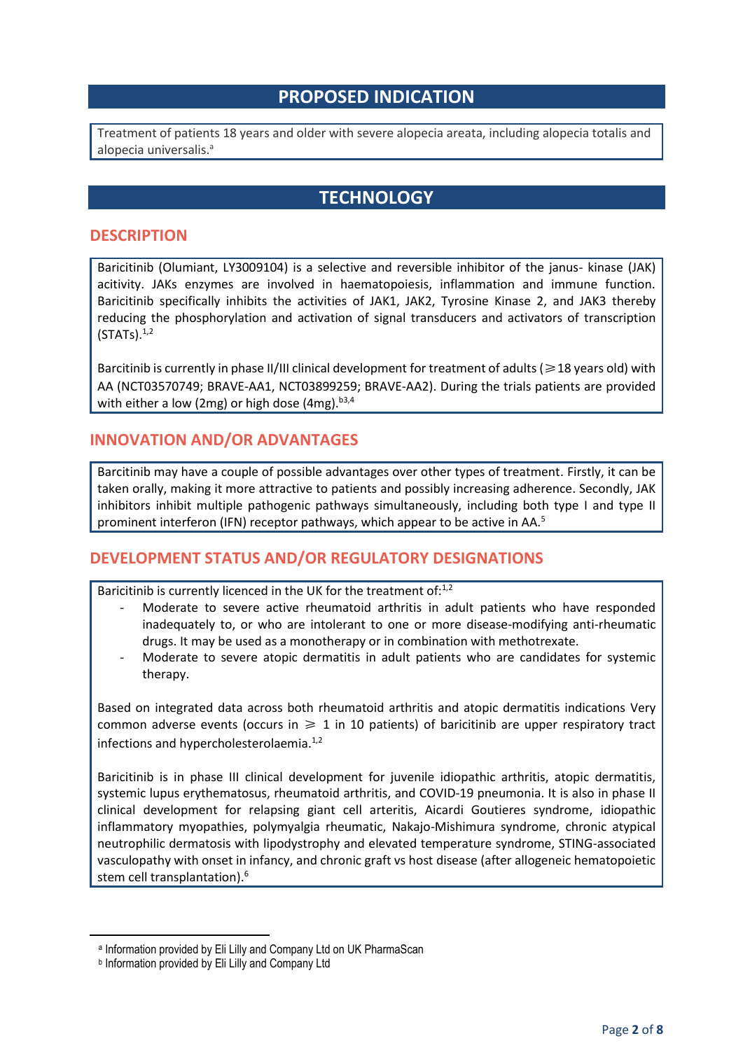## PROPOSED INDICATION

Treatment of patients 18 years and older with severe alopecia areata, including alopecia totalis and alopecia universalis.[a]

## TECHNOLOGY

### DESCRIPTION

Baricitinib (Olumiant, LY3009104) is a selective and reversible inhibitor of the janus- kinase (JAK) acitivity. JAKs enzymes are involved in haematopoiesis, inflammation and immune function. Baricitinib specifically inhibits the activities of JAK1, JAK2, Tyrosine Kinase 2, and JAK3 thereby reducing the phosphorylation and activation of signal transducers and activators of transcription (STATs).[1,2]

Baricitinib is currently in phase II/III clinical development for treatment of adults (⩾18 years old) with AA (NCT03570749; BRAVE-AA1, NCT03899259; BRAVE-AA2). During the trials patients are provided with either a low (2mg) or high dose (4mg).[b3,4]

### INNOVATION AND/OR ADVANTAGES

Barcitinib may have a couple of possible advantages over other types of treatment. Firstly, it can be taken orally, making it more attractive to patients and possibly increasing adherence. Secondly, JAK inhibitors inhibit multiple pathogenic pathways simultaneously, including both type I and type II prominent interferon (IFN) receptor pathways, which appear to be active in AA.[5]

### DEVELOPMENT STATUS AND/OR REGULATORY DESIGNATIONS

Baricitinib is currently licenced in the UK for the treatment of:[1,2]

- Moderate to severe active rheumatoid arthritis in adult patients who have responded inadequately to, or who are intolerant to one or more disease-modifying anti-rheumatic drugs. It may be used as a monotherapy or in combination with methotrexate.
- Moderate to severe atopic dermatitis in adult patients who are candidates for systemic therapy.

Based on integrated data across both rheumatoid arthritis and atopic dermatitis indications Very common adverse events (occurs in ⩾ 1 in 10 patients) of baricitinib are upper respiratory tract infections and hypercholesterolaemia.[1,2]

Baricitinib is in phase III clinical development for juvenile idiopathic arthritis, atopic dermatitis, systemic lupus erythematosus, rheumatoid arthritis, and COVID-19 pneumonia. It is also in phase II clinical development for relapsing giant cell arteritis, Aicardi Goutieres syndrome, idiopathic inflammatory myopathies, polymyalgia rheumatic, Nakajo-Mishimura syndrome, chronic atypical neutrophilic dermatosis with lipodystrophy and elevated temperature syndrome, STING-associated vasculopathy with onset in infancy, and chronic graft vs host disease (after allogeneic hematopoietic stem cell transplantation).[6]

---

[a] Information provided by Eli Lilly and Company Ltd on UK PharmaScan

[b] Information provided by Eli Lilly and Company Ltd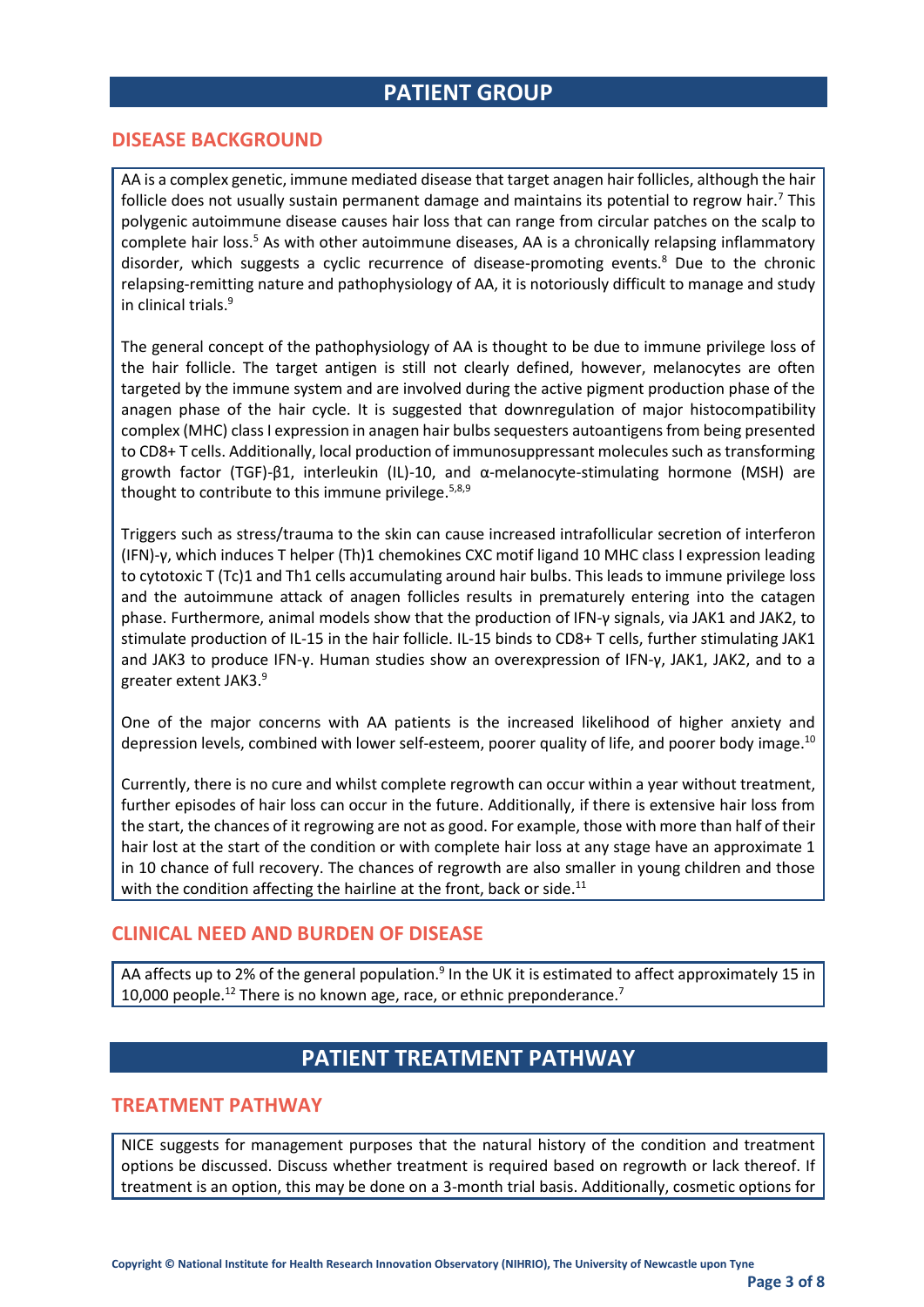# PATIENT GROUP

## DISEASE BACKGROUND

AA is a complex genetic, immune mediated disease that target anagen hair follicles, although the hair follicle does not usually sustain permanent damage and maintains its potential to regrow hair.[7] This polygenic autoimmune disease causes hair loss that can range from circular patches on the scalp to complete hair loss.[5] As with other autoimmune diseases, AA is a chronically relapsing inflammatory disorder, which suggests a cyclic recurrence of disease-promoting events.[8] Due to the chronic relapsing-remitting nature and pathophysiology of AA, it is notoriously difficult to manage and study in clinical trials.[9]

The general concept of the pathophysiology of AA is thought to be due to immune privilege loss of the hair follicle. The target antigen is still not clearly defined, however, melanocytes are often targeted by the immune system and are involved during the active pigment production phase of the anagen phase of the hair cycle. It is suggested that downregulation of major histocompatibility complex (MHC) class I expression in anagen hair bulbs sequesters autoantigens from being presented to CD8+ T cells. Additionally, local production of immunosuppressant molecules such as transforming growth factor (TGF)-β1, interleukin (IL)-10, and α-melanocyte-stimulating hormone (MSH) are thought to contribute to this immune privilege.[5,8,9]

Triggers such as stress/trauma to the skin can cause increased intrafollicular secretion of interferon (IFN)-γ, which induces T helper (Th)1 chemokines CXC motif ligand 10 MHC class I expression leading to cytotoxic T (Tc)1 and Th1 cells accumulating around hair bulbs. This leads to immune privilege loss and the autoimmune attack of anagen follicles results in prematurely entering into the catagen phase. Furthermore, animal models show that the production of IFN-γ signals, via JAK1 and JAK2, to stimulate production of IL-15 in the hair follicle. IL-15 binds to CD8+ T cells, further stimulating JAK1 and JAK3 to produce IFN-γ. Human studies show an overexpression of IFN-γ, JAK1, JAK2, and to a greater extent JAK3.[9]

One of the major concerns with AA patients is the increased likelihood of higher anxiety and depression levels, combined with lower self-esteem, poorer quality of life, and poorer body image.[10]

Currently, there is no cure and whilst complete regrowth can occur within a year without treatment, further episodes of hair loss can occur in the future. Additionally, if there is extensive hair loss from the start, the chances of it regrowing are not as good. For example, those with more than half of their hair lost at the start of the condition or with complete hair loss at any stage have an approximate 1 in 10 chance of full recovery. The chances of regrowth are also smaller in young children and those with the condition affecting the hairline at the front, back or side.[11]

## CLINICAL NEED AND BURDEN OF DISEASE

AA affects up to 2% of the general population.[9] In the UK it is estimated to affect approximately 15 in 10,000 people.[12] There is no known age, race, or ethnic preponderance.[7]

# PATIENT TREATMENT PATHWAY

## TREATMENT PATHWAY

NICE suggests for management purposes that the natural history of the condition and treatment options be discussed. Discuss whether treatment is required based on regrowth or lack thereof. If treatment is an option, this may be done on a 3-month trial basis. Additionally, cosmetic options for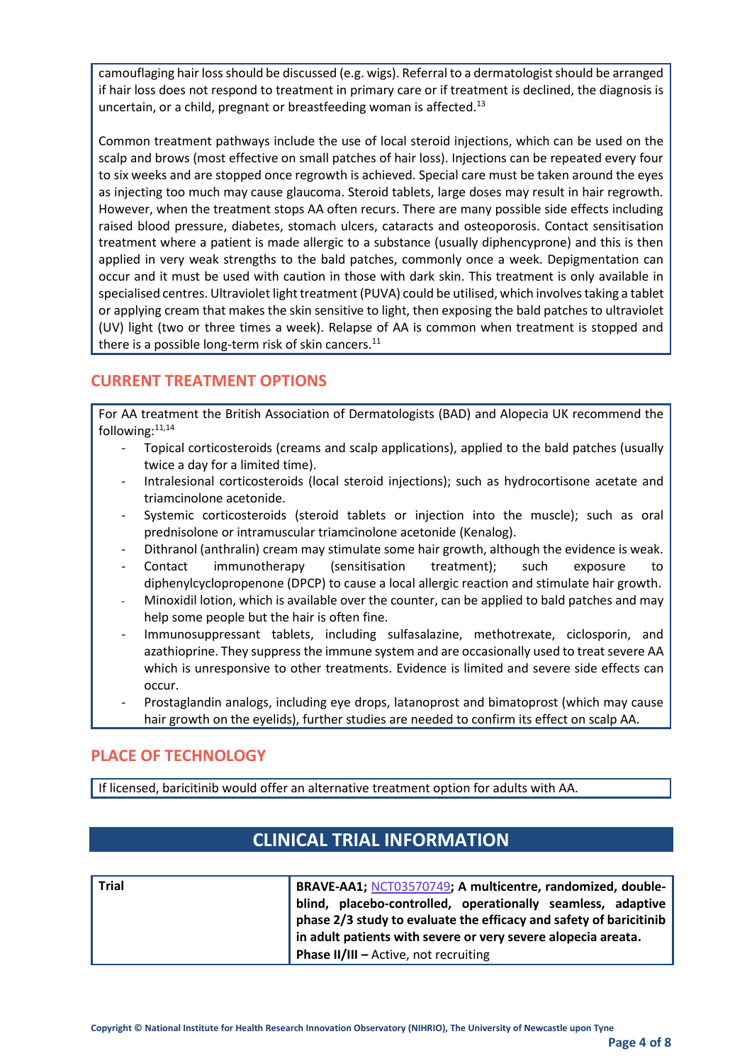camouflaging hair loss should be discussed (e.g. wigs). Referral to a dermatologist should be arranged if hair loss does not respond to treatment in primary care or if treatment is declined, the diagnosis is uncertain, or a child, pregnant or breastfeeding woman is affected.[13]

Common treatment pathways include the use of local steroid injections, which can be used on the scalp and brows (most effective on small patches of hair loss). Injections can be repeated every four to six weeks and are stopped once regrowth is achieved. Special care must be taken around the eyes as injecting too much may cause glaucoma. Steroid tablets, large doses may result in hair regrowth. However, when the treatment stops AA often recurs. There are many possible side effects including raised blood pressure, diabetes, stomach ulcers, cataracts and osteoporosis. Contact sensitisation treatment where a patient is made allergic to a substance (usually diphencyprone) and this is then applied in very weak strengths to the bald patches, commonly once a week. Depigmentation can occur and it must be used with caution in those with dark skin. This treatment is only available in specialised centres. Ultraviolet light treatment (PUVA) could be utilised, which involves taking a tablet or applying cream that makes the skin sensitive to light, then exposing the bald patches to ultraviolet (UV) light (two or three times a week). Relapse of AA is common when treatment is stopped and there is a possible long-term risk of skin cancers.[11]

## CURRENT TREATMENT OPTIONS

For AA treatment the British Association of Dermatologists (BAD) and Alopecia UK recommend the following:[11,14]

- Topical corticosteroids (creams and scalp applications), applied to the bald patches (usually twice a day for a limited time).
- Intralesional corticosteroids (local steroid injections); such as hydrocortisone acetate and triamcinolone acetonide.
- Systemic corticosteroids (steroid tablets or injection into the muscle); such as oral prednisolone or intramuscular triamcinolone acetonide (Kenalog).
- Dithranol (anthralin) cream may stimulate some hair growth, although the evidence is weak.
- Contact immunotherapy (sensitisation treatment); such exposure to diphenylcyclopropenone (DPCP) to cause a local allergic reaction and stimulate hair growth.
- Minoxidil lotion, which is available over the counter, can be applied to bald patches and may help some people but the hair is often fine.
- Immunosuppressant tablets, including sulfasalazine, methotrexate, ciclosporin, and azathioprine. They suppress the immune system and are occasionally used to treat severe AA which is unresponsive to other treatments. Evidence is limited and severe side effects can occur.
- Prostaglandin analogs, including eye drops, latanoprost and bimatoprost (which may cause hair growth on the eyelids), further studies are needed to confirm its effect on scalp AA.

## PLACE OF TECHNOLOGY

If licensed, baricitinib would offer an alternative treatment option for adults with AA.

# CLINICAL TRIAL INFORMATION

| | |
|---|---|
| **Trial** | **BRAVE-AA1;** NCT03570749**; A multicentre, randomized, double-blind, placebo-controlled, operationally seamless, adaptive phase 2/3 study to evaluate the efficacy and safety of baricitinib in adult patients with severe or very severe alopecia areata.** **Phase II/III –** Active, not recruiting |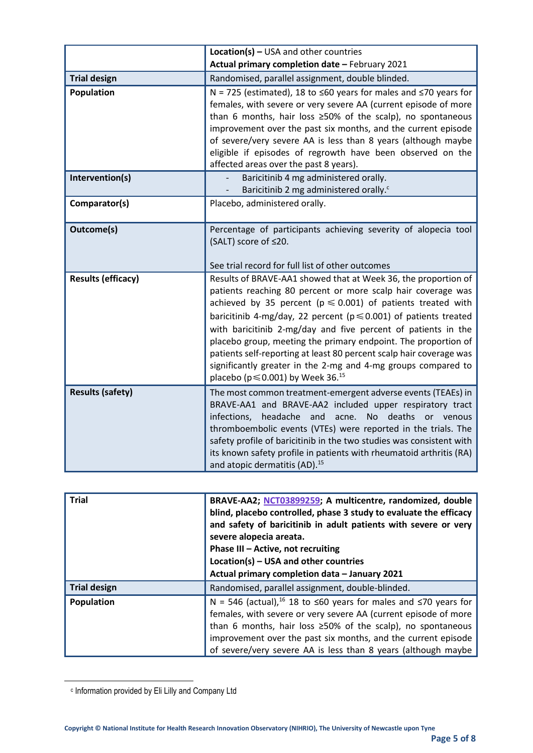| | |
|---|---|
| | **Location(s) –** USA and other countries<br>**Actual primary completion date –** February 2021 |
| **Trial design** | Randomised, parallel assignment, double blinded. |
| **Population** | N = 725 (estimated), 18 to ≤60 years for males and ≤70 years for females, with severe or very severe AA (current episode of more than 6 months, hair loss ≥50% of the scalp), no spontaneous improvement over the past six months, and the current episode of severe/very severe AA is less than 8 years (although maybe eligible if episodes of regrowth have been observed on the affected areas over the past 8 years). |
| **Intervention(s)** | - Baricitinib 4 mg administered orally.<br>- Baricitinib 2 mg administered orally.[c] |
| **Comparator(s)** | Placebo, administered orally. |
| **Outcome(s)** | Percentage of participants achieving severity of alopecia tool (SALT) score of ≤20.<br><br>See trial record for full list of other outcomes |
| **Results (efficacy)** | Results of BRAVE-AA1 showed that at Week 36, the proportion of patients reaching 80 percent or more scalp hair coverage was achieved by 35 percent ($p \leqslant 0.001$) of patients treated with baricitinib 4-mg/day, 22 percent ($p \leqslant 0.001$) of patients treated with baricitinib 2-mg/day and five percent of patients in the placebo group, meeting the primary endpoint. The proportion of patients self-reporting at least 80 percent scalp hair coverage was significantly greater in the 2-mg and 4-mg groups compared to placebo ($p \leqslant 0.001$) by Week 36.[15] |
| **Results (safety)** | The most common treatment-emergent adverse events (TEAEs) in BRAVE-AA1 and BRAVE-AA2 included upper respiratory tract infections, headache and acne. No deaths or venous thromboembolic events (VTEs) were reported in the trials. The safety profile of baricitinib in the two studies was consistent with its known safety profile in patients with rheumatoid arthritis (RA) and atopic dermatitis (AD).[15] |

| | |
|---|---|
| **Trial** | **BRAVE-AA2; [NCT03899259](); A multicentre, randomized, double blind, placebo controlled, phase 3 study to evaluate the efficacy and safety of baricitinib in adult patients with severe or very severe alopecia areata.**<br>**Phase III – Active, not recruiting**<br>**Location(s) – USA and other countries**<br>**Actual primary completion data – January 2021** |
| **Trial design** | Randomised, parallel assignment, double-blinded. |
| **Population** | N = 546 (actual),[16] 18 to ≤60 years for males and ≤70 years for females, with severe or very severe AA (current episode of more than 6 months, hair loss ≥50% of the scalp), no spontaneous improvement over the past six months, and the current episode of severe/very severe AA is less than 8 years (although maybe |

[c] Information provided by Eli Lilly and Company Ltd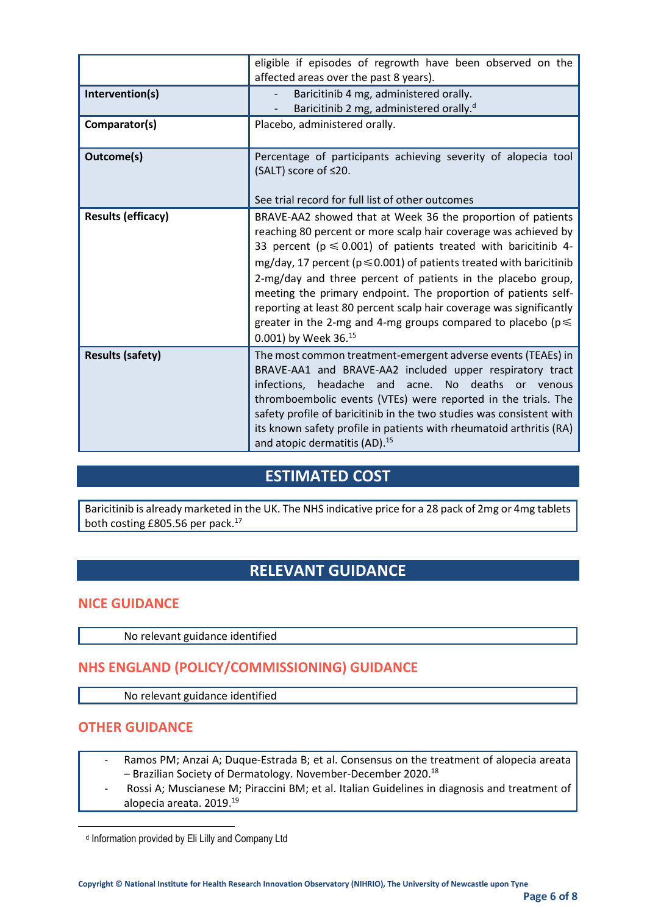|  |  |
|---|---|
|  | eligible if episodes of regrowth have been observed on the affected areas over the past 8 years). |
| **Intervention(s)** | - Baricitinib 4 mg, administered orally.<br>- Baricitinib 2 mg, administered orally.[d] |
| **Comparator(s)** | Placebo, administered orally. |
| **Outcome(s)** | Percentage of participants achieving severity of alopecia tool (SALT) score of ≤20.<br><br>See trial record for full list of other outcomes |
| **Results (efficacy)** | BRAVE-AA2 showed that at Week 36 the proportion of patients reaching 80 percent or more scalp hair coverage was achieved by 33 percent ($p \leqslant 0.001$) of patients treated with baricitinib 4-mg/day, 17 percent ($p \leqslant 0.001$) of patients treated with baricitinib 2-mg/day and three percent of patients in the placebo group, meeting the primary endpoint. The proportion of patients self-reporting at least 80 percent scalp hair coverage was significantly greater in the 2-mg and 4-mg groups compared to placebo ($p \leqslant 0.001$) by Week 36.[15] |
| **Results (safety)** | The most common treatment-emergent adverse events (TEAEs) in BRAVE-AA1 and BRAVE-AA2 included upper respiratory tract infections, headache and acne. No deaths or venous thromboembolic events (VTEs) were reported in the trials. The safety profile of baricitinib in the two studies was consistent with its known safety profile in patients with rheumatoid arthritis (RA) and atopic dermatitis (AD).[15] |

## ESTIMATED COST

Baricitinib is already marketed in the UK. The NHS indicative price for a 28 pack of 2mg or 4mg tablets both costing £805.56 per pack.[17]

## RELEVANT GUIDANCE

### NICE GUIDANCE

No relevant guidance identified

### NHS ENGLAND (POLICY/COMMISSIONING) GUIDANCE

No relevant guidance identified

### OTHER GUIDANCE

- Ramos PM; Anzai A; Duque-Estrada B; et al. Consensus on the treatment of alopecia areata – Brazilian Society of Dermatology. November-December 2020.[18]
- Rossi A; Muscianese M; Piraccini BM; et al. Italian Guidelines in diagnosis and treatment of alopecia areata. 2019.[19]

[d] Information provided by Eli Lilly and Company Ltd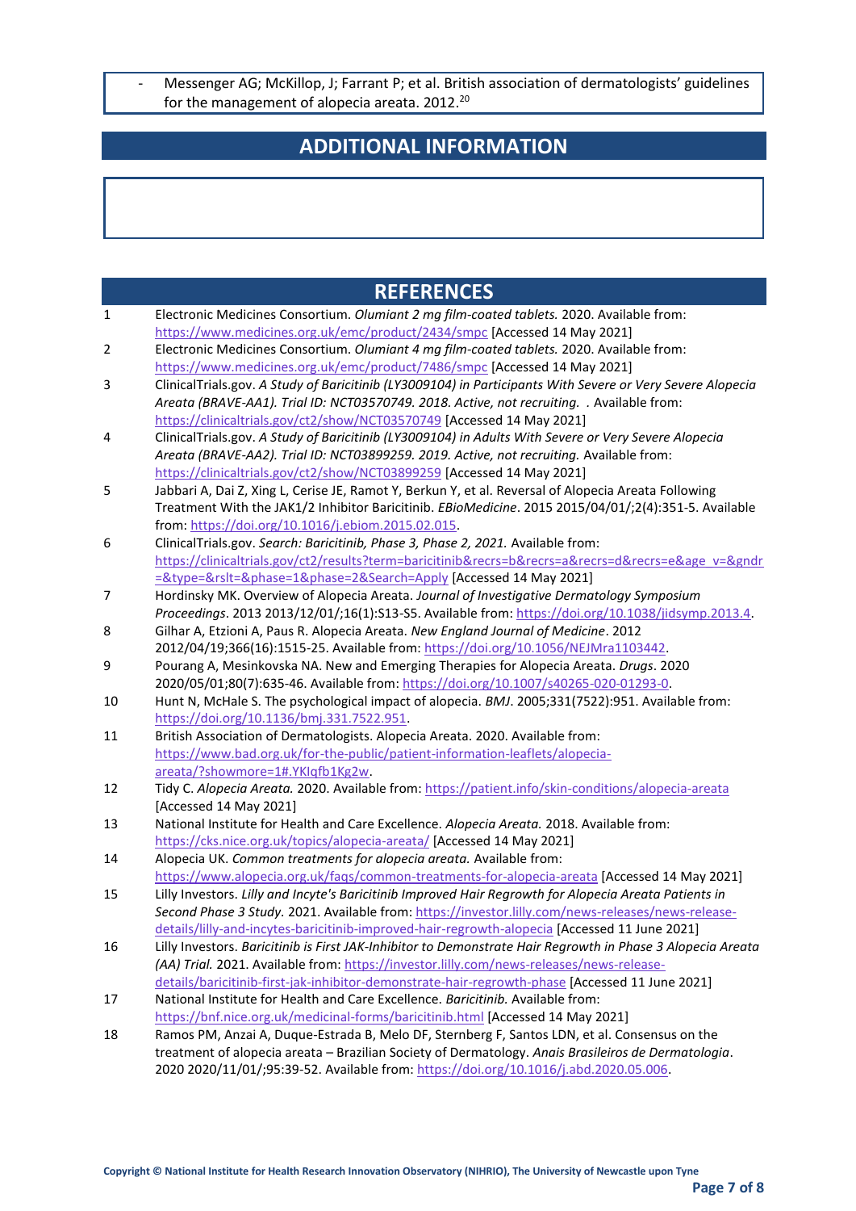- Messenger AG; McKillop, J; Farrant P; et al. British association of dermatologists' guidelines for the management of alopecia areata. 2012.[20]

## ADDITIONAL INFORMATION

## REFERENCES

1. Electronic Medicines Consortium. *Olumiant 2 mg film-coated tablets.* 2020. Available from: https://www.medicines.org.uk/emc/product/2434/smpc [Accessed 14 May 2021]
2. Electronic Medicines Consortium. *Olumiant 4 mg film-coated tablets.* 2020. Available from: https://www.medicines.org.uk/emc/product/7486/smpc [Accessed 14 May 2021]
3. ClinicalTrials.gov. *A Study of Baricitinib (LY3009104) in Participants With Severe or Very Severe Alopecia Areata (BRAVE-AA1). Trial ID: NCT03570749. 2018. Active, not recruiting. .* Available from: https://clinicaltrials.gov/ct2/show/NCT03570749 [Accessed 14 May 2021]
4. ClinicalTrials.gov. *A Study of Baricitinib (LY3009104) in Adults With Severe or Very Severe Alopecia Areata (BRAVE-AA2). Trial ID: NCT03899259. 2019. Active, not recruiting.* Available from: https://clinicaltrials.gov/ct2/show/NCT03899259 [Accessed 14 May 2021]
5. Jabbari A, Dai Z, Xing L, Cerise JE, Ramot Y, Berkun Y, et al. Reversal of Alopecia Areata Following Treatment With the JAK1/2 Inhibitor Baricitinib. *EBioMedicine*. 2015 2015/04/01/;2(4):351-5. Available from: https://doi.org/10.1016/j.ebiom.2015.02.015.
6. ClinicalTrials.gov. *Search: Baricitinib, Phase 3, Phase 2, 2021.* Available from: https://clinicaltrials.gov/ct2/results?term=baricitinib&recrs=b&recrs=a&recrs=d&recrs=e&age_v=&gndr=&type=&rslt=&phase=1&phase=2&Search=Apply [Accessed 14 May 2021]
7. Hordinsky MK. Overview of Alopecia Areata. *Journal of Investigative Dermatology Symposium Proceedings*. 2013 2013/12/01/;16(1):S13-S5. Available from: https://doi.org/10.1038/jidsymp.2013.4.
8. Gilhar A, Etzioni A, Paus R. Alopecia Areata. *New England Journal of Medicine*. 2012 2012/04/19;366(16):1515-25. Available from: https://doi.org/10.1056/NEJMra1103442.
9. Pourang A, Mesinkovska NA. New and Emerging Therapies for Alopecia Areata. *Drugs*. 2020 2020/05/01;80(7):635-46. Available from: https://doi.org/10.1007/s40265-020-01293-0.
10. Hunt N, McHale S. The psychological impact of alopecia. *BMJ*. 2005;331(7522):951. Available from: https://doi.org/10.1136/bmj.331.7522.951.
11. British Association of Dermatologists. Alopecia Areata. 2020. Available from: https://www.bad.org.uk/for-the-public/patient-information-leaflets/alopecia-areata/?showmore=1#.YKIqfb1Kg2w.
12. Tidy C. *Alopecia Areata.* 2020. Available from: https://patient.info/skin-conditions/alopecia-areata [Accessed 14 May 2021]
13. National Institute for Health and Care Excellence. *Alopecia Areata.* 2018. Available from: https://cks.nice.org.uk/topics/alopecia-areata/ [Accessed 14 May 2021]
14. Alopecia UK. *Common treatments for alopecia areata.* Available from: https://www.alopecia.org.uk/faqs/common-treatments-for-alopecia-areata [Accessed 14 May 2021]
15. Lilly Investors. *Lilly and Incyte's Baricitinib Improved Hair Regrowth for Alopecia Areata Patients in Second Phase 3 Study.* 2021. Available from: https://investor.lilly.com/news-releases/news-release-details/lilly-and-incytes-baricitinib-improved-hair-regrowth-alopecia [Accessed 11 June 2021]
16. Lilly Investors. *Baricitinib is First JAK-Inhibitor to Demonstrate Hair Regrowth in Phase 3 Alopecia Areata (AA) Trial.* 2021. Available from: https://investor.lilly.com/news-releases/news-release-details/baricitinib-first-jak-inhibitor-demonstrate-hair-regrowth-phase [Accessed 11 June 2021]
17. National Institute for Health and Care Excellence. *Baricitinib.* Available from: https://bnf.nice.org.uk/medicinal-forms/baricitinib.html [Accessed 14 May 2021]
18. Ramos PM, Anzai A, Duque-Estrada B, Melo DF, Sternberg F, Santos LDN, et al. Consensus on the treatment of alopecia areata – Brazilian Society of Dermatology. *Anais Brasileiros de Dermatologia*. 2020 2020/11/01/;95:39-52. Available from: https://doi.org/10.1016/j.abd.2020.05.006.

Copyright © National Institute for Health Research Innovation Observatory (NIHRIO), The University of Newcastle upon Tyne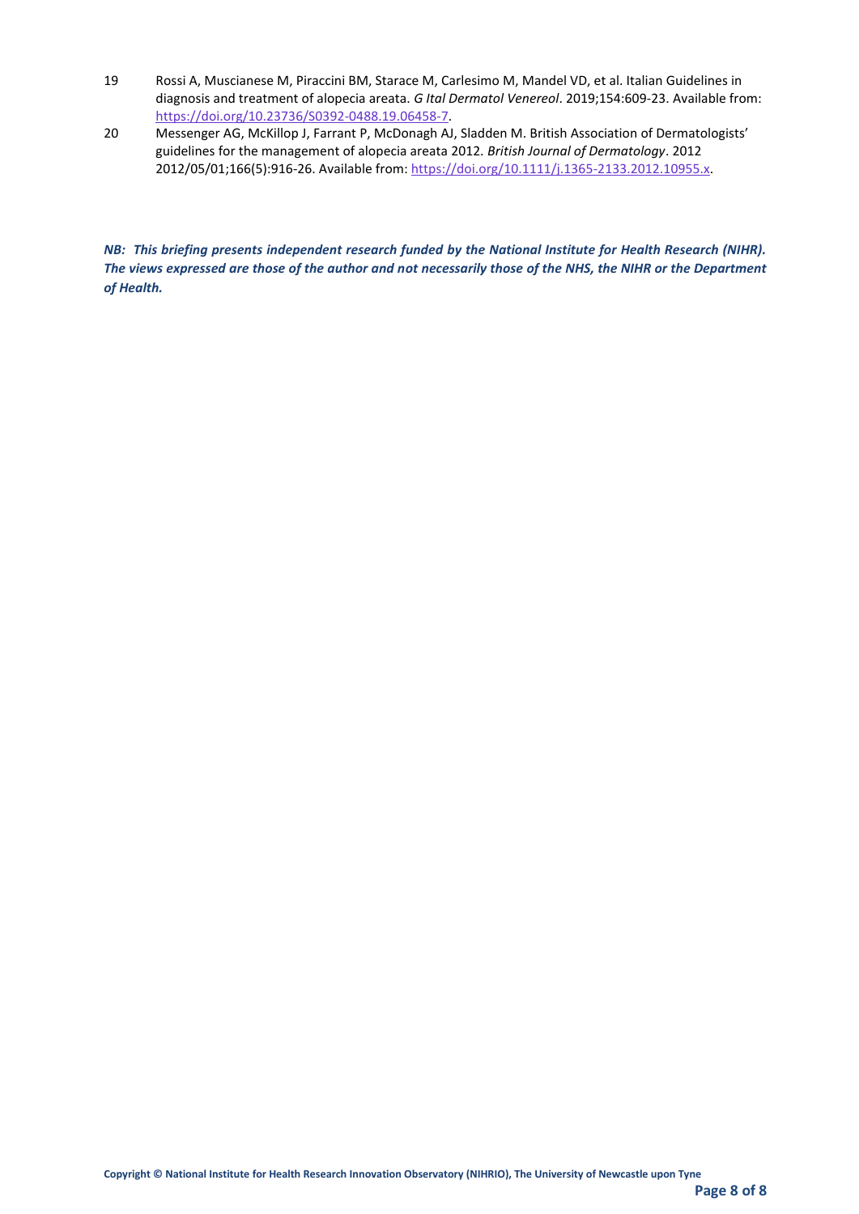19 Rossi A, Muscianese M, Piraccini BM, Starace M, Carlesimo M, Mandel VD, et al. Italian Guidelines in diagnosis and treatment of alopecia areata. *G Ital Dermatol Venereol*. 2019;154:609-23. Available from: https://doi.org/10.23736/S0392-0488.19.06458-7.

20 Messenger AG, McKillop J, Farrant P, McDonagh AJ, Sladden M. British Association of Dermatologists' guidelines for the management of alopecia areata 2012. *British Journal of Dermatology*. 2012 2012/05/01;166(5):916-26. Available from: https://doi.org/10.1111/j.1365-2133.2012.10955.x.

***NB: This briefing presents independent research funded by the National Institute for Health Research (NIHR). The views expressed are those of the author and not necessarily those of the NHS, the NIHR or the Department of Health.***

**Copyright © National Institute for Health Research Innovation Observatory (NIHRIO), The University of Newcastle upon Tyne**